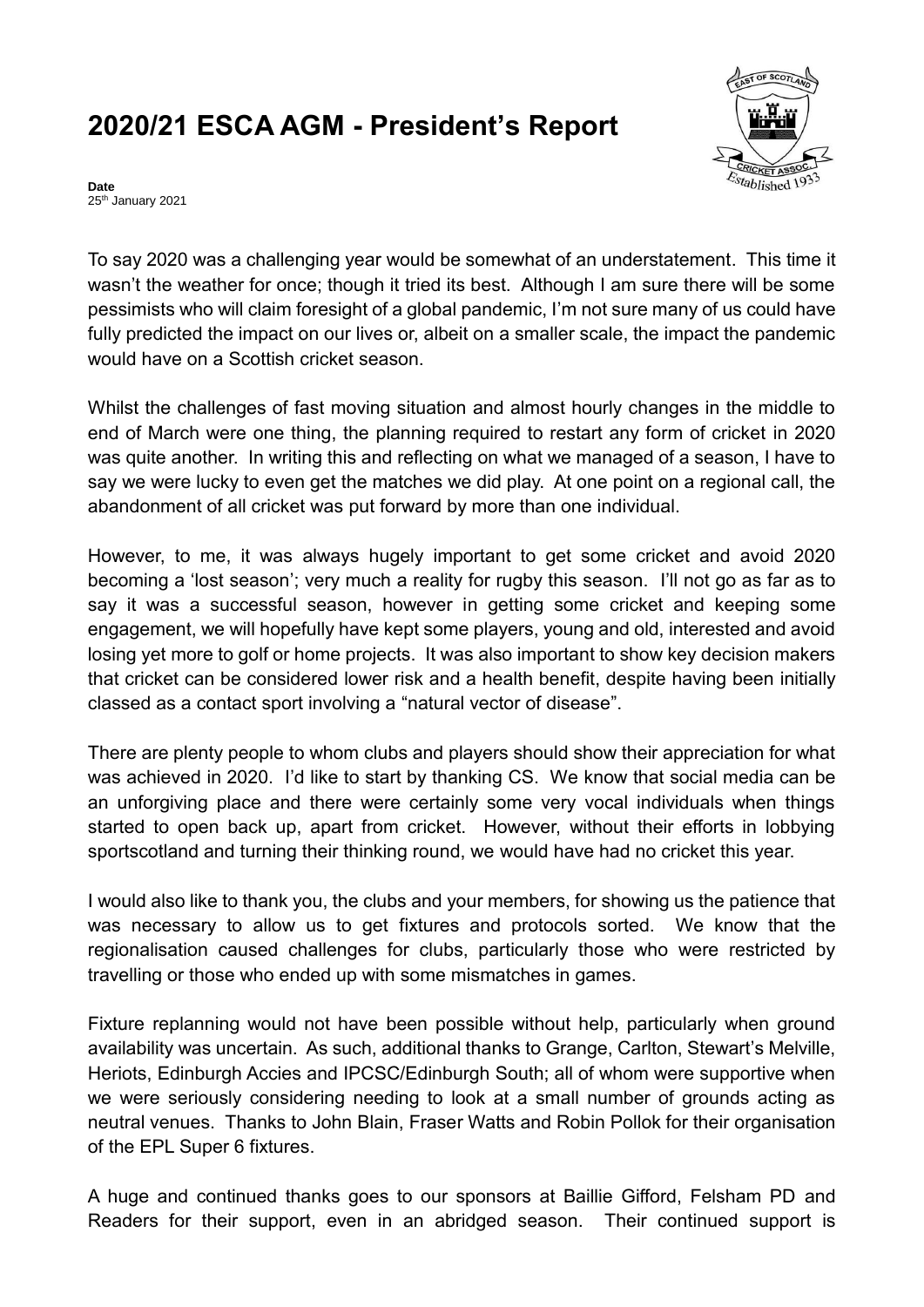# 2020/21 ESCA AGM - President's Report

**Date**
25th January 2021

To say 2020 was a challenging year would be somewhat of an understatement. This time it wasn't the weather for once; though it tried its best. Although I am sure there will be some pessimists who will claim foresight of a global pandemic, I'm not sure many of us could have fully predicted the impact on our lives or, albeit on a smaller scale, the impact the pandemic would have on a Scottish cricket season.

Whilst the challenges of fast moving situation and almost hourly changes in the middle to end of March were one thing, the planning required to restart any form of cricket in 2020 was quite another. In writing this and reflecting on what we managed of a season, I have to say we were lucky to even get the matches we did play. At one point on a regional call, the abandonment of all cricket was put forward by more than one individual.

However, to me, it was always hugely important to get some cricket and avoid 2020 becoming a 'lost season'; very much a reality for rugby this season. I'll not go as far as to say it was a successful season, however in getting some cricket and keeping some engagement, we will hopefully have kept some players, young and old, interested and avoid losing yet more to golf or home projects. It was also important to show key decision makers that cricket can be considered lower risk and a health benefit, despite having been initially classed as a contact sport involving a "natural vector of disease".

There are plenty people to whom clubs and players should show their appreciation for what was achieved in 2020. I'd like to start by thanking CS. We know that social media can be an unforgiving place and there were certainly some very vocal individuals when things started to open back up, apart from cricket. However, without their efforts in lobbying sportscotland and turning their thinking round, we would have had no cricket this year.

I would also like to thank you, the clubs and your members, for showing us the patience that was necessary to allow us to get fixtures and protocols sorted. We know that the regionalisation caused challenges for clubs, particularly those who were restricted by travelling or those who ended up with some mismatches in games.

Fixture replanning would not have been possible without help, particularly when ground availability was uncertain. As such, additional thanks to Grange, Carlton, Stewart's Melville, Heriots, Edinburgh Accies and IPCSC/Edinburgh South; all of whom were supportive when we were seriously considering needing to look at a small number of grounds acting as neutral venues. Thanks to John Blain, Fraser Watts and Robin Pollok for their organisation of the EPL Super 6 fixtures.

A huge and continued thanks goes to our sponsors at Baillie Gifford, Felsham PD and Readers for their support, even in an abridged season. Their continued support is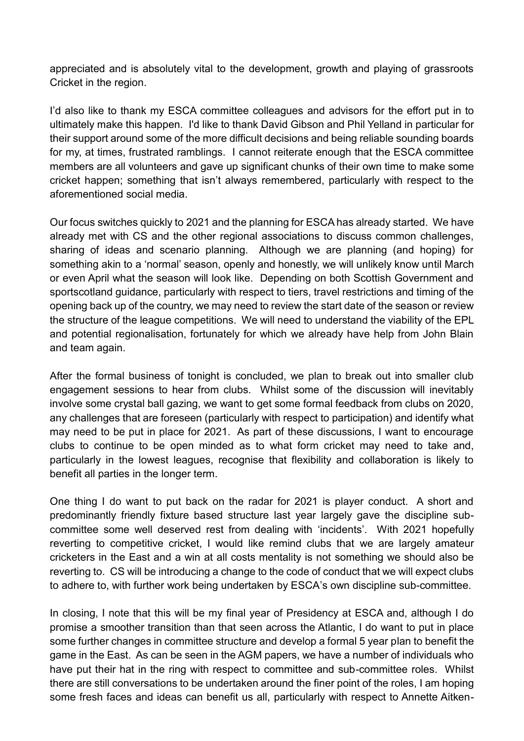appreciated and is absolutely vital to the development, growth and playing of grassroots Cricket in the region.

I'd also like to thank my ESCA committee colleagues and advisors for the effort put in to ultimately make this happen. I'd like to thank David Gibson and Phil Yelland in particular for their support around some of the more difficult decisions and being reliable sounding boards for my, at times, frustrated ramblings. I cannot reiterate enough that the ESCA committee members are all volunteers and gave up significant chunks of their own time to make some cricket happen; something that isn't always remembered, particularly with respect to the aforementioned social media.

Our focus switches quickly to 2021 and the planning for ESCA has already started. We have already met with CS and the other regional associations to discuss common challenges, sharing of ideas and scenario planning. Although we are planning (and hoping) for something akin to a 'normal' season, openly and honestly, we will unlikely know until March or even April what the season will look like. Depending on both Scottish Government and sportscotland guidance, particularly with respect to tiers, travel restrictions and timing of the opening back up of the country, we may need to review the start date of the season or review the structure of the league competitions. We will need to understand the viability of the EPL and potential regionalisation, fortunately for which we already have help from John Blain and team again.

After the formal business of tonight is concluded, we plan to break out into smaller club engagement sessions to hear from clubs. Whilst some of the discussion will inevitably involve some crystal ball gazing, we want to get some formal feedback from clubs on 2020, any challenges that are foreseen (particularly with respect to participation) and identify what may need to be put in place for 2021. As part of these discussions, I want to encourage clubs to continue to be open minded as to what form cricket may need to take and, particularly in the lowest leagues, recognise that flexibility and collaboration is likely to benefit all parties in the longer term.

One thing I do want to put back on the radar for 2021 is player conduct. A short and predominantly friendly fixture based structure last year largely gave the discipline sub-committee some well deserved rest from dealing with 'incidents'. With 2021 hopefully reverting to competitive cricket, I would like remind clubs that we are largely amateur cricketers in the East and a win at all costs mentality is not something we should also be reverting to. CS will be introducing a change to the code of conduct that we will expect clubs to adhere to, with further work being undertaken by ESCA's own discipline sub-committee.

In closing, I note that this will be my final year of Presidency at ESCA and, although I do promise a smoother transition than that seen across the Atlantic, I do want to put in place some further changes in committee structure and develop a formal 5 year plan to benefit the game in the East. As can be seen in the AGM papers, we have a number of individuals who have put their hat in the ring with respect to committee and sub-committee roles. Whilst there are still conversations to be undertaken around the finer point of the roles, I am hoping some fresh faces and ideas can benefit us all, particularly with respect to Annette Aitken-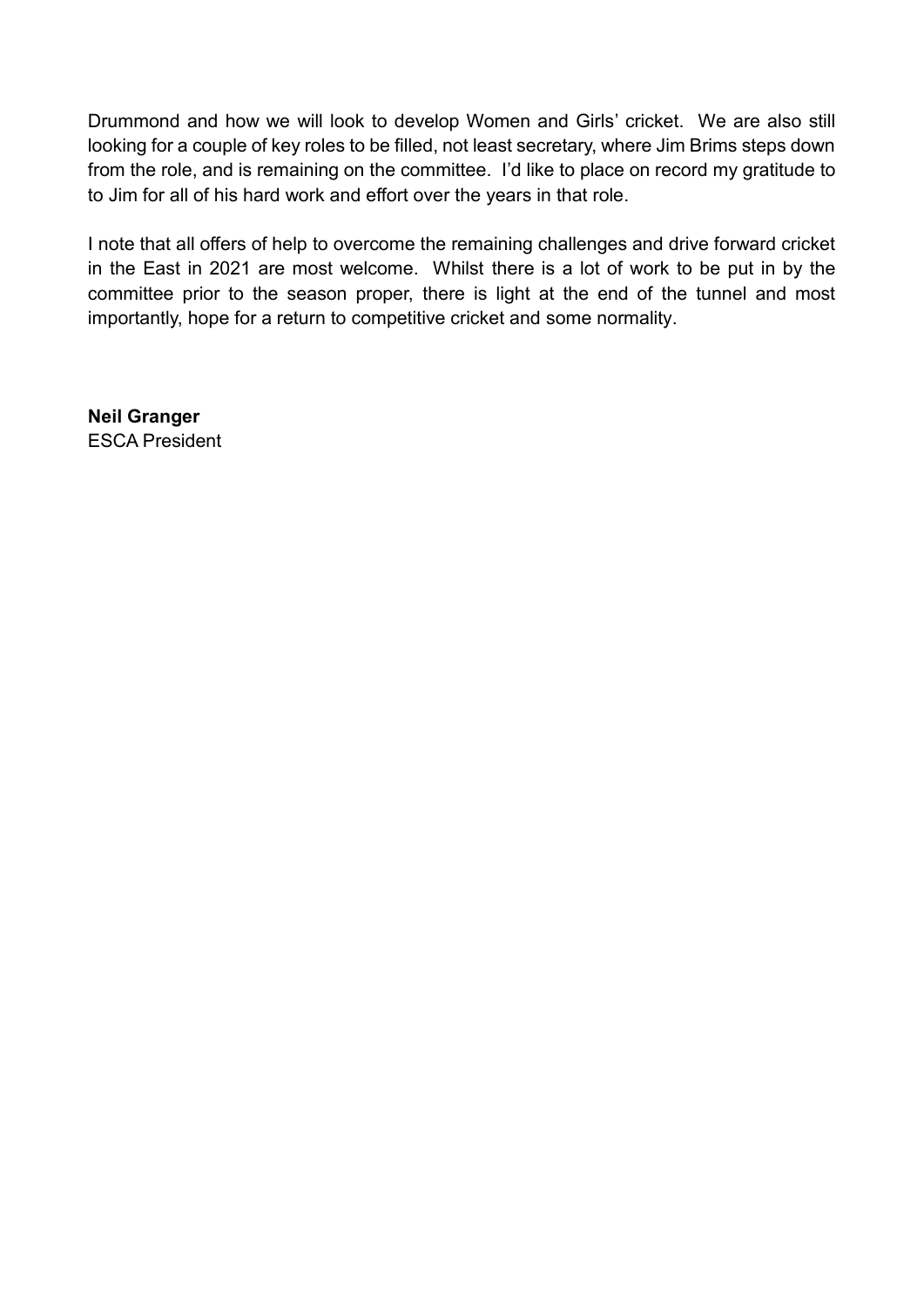Drummond and how we will look to develop Women and Girls' cricket. We are also still looking for a couple of key roles to be filled, not least secretary, where Jim Brims steps down from the role, and is remaining on the committee. I'd like to place on record my gratitude to to Jim for all of his hard work and effort over the years in that role.

I note that all offers of help to overcome the remaining challenges and drive forward cricket in the East in 2021 are most welcome. Whilst there is a lot of work to be put in by the committee prior to the season proper, there is light at the end of the tunnel and most importantly, hope for a return to competitive cricket and some normality.

**Neil Granger**
ESCA President